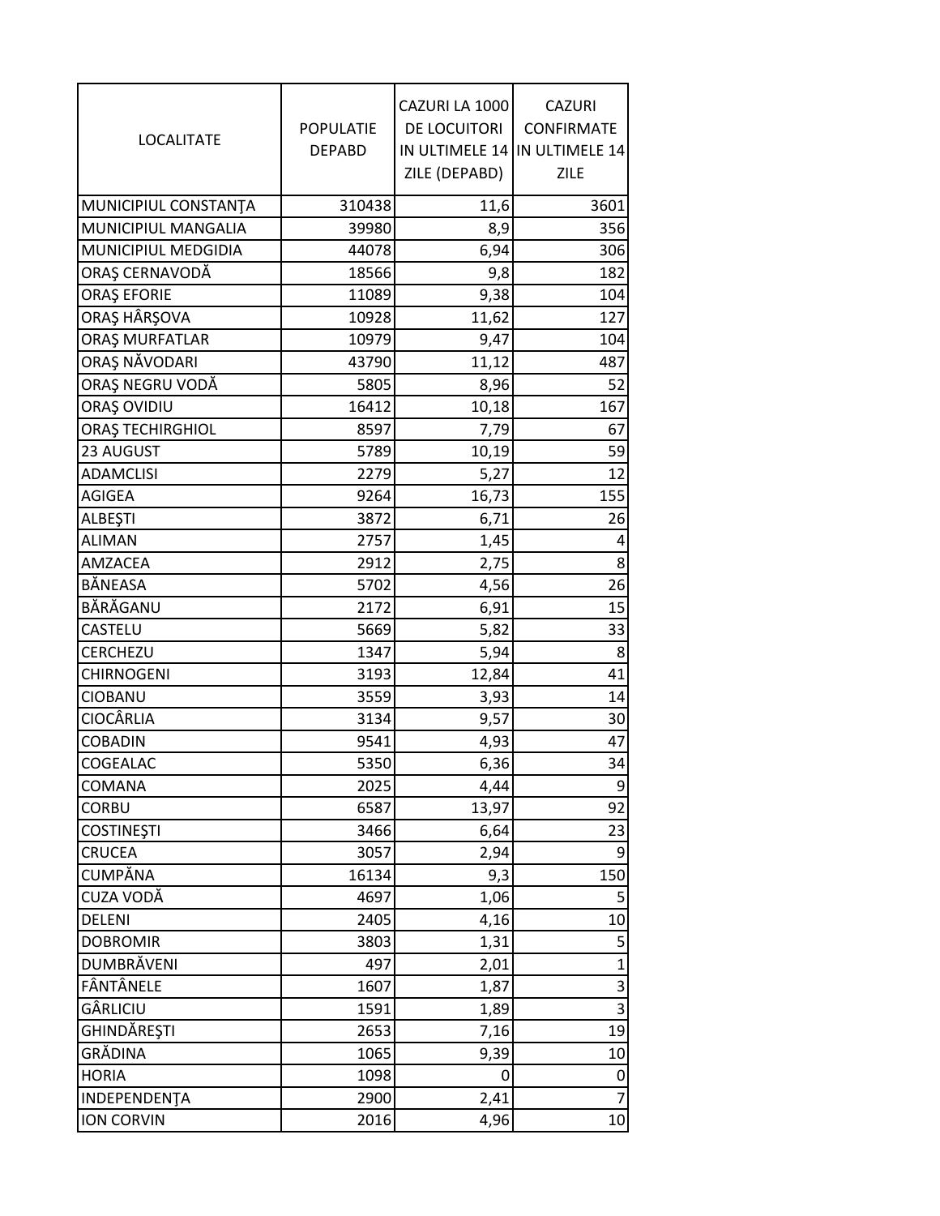| LOCALITATE | POPULATIE DEPABD | CAZURI LA 1000 DE LOCUITORI IN ULTIMELE 14 ZILE (DEPABD) | CAZURI CONFIRMATE IN ULTIMELE 14 ZILE |
|---|---|---|---|
| MUNICIPIUL CONSTANŢA | 310438 | 11,6 | 3601 |
| MUNICIPIUL MANGALIA | 39980 | 8,9 | 356 |
| MUNICIPIUL MEDGIDIA | 44078 | 6,94 | 306 |
| ORAŞ CERNAVODĂ | 18566 | 9,8 | 182 |
| ORAŞ EFORIE | 11089 | 9,38 | 104 |
| ORAŞ HÂRŞOVA | 10928 | 11,62 | 127 |
| ORAŞ MURFATLAR | 10979 | 9,47 | 104 |
| ORAŞ NĂVODARI | 43790 | 11,12 | 487 |
| ORAŞ NEGRU VODĂ | 5805 | 8,96 | 52 |
| ORAŞ OVIDIU | 16412 | 10,18 | 167 |
| ORAŞ TECHIRGHIOL | 8597 | 7,79 | 67 |
| 23 AUGUST | 5789 | 10,19 | 59 |
| ADAMCLISI | 2279 | 5,27 | 12 |
| AGIGEA | 9264 | 16,73 | 155 |
| ALBEŞTI | 3872 | 6,71 | 26 |
| ALIMAN | 2757 | 1,45 | 4 |
| AMZACEA | 2912 | 2,75 | 8 |
| BĂNEASA | 5702 | 4,56 | 26 |
| BĂRĂGANU | 2172 | 6,91 | 15 |
| CASTELU | 5669 | 5,82 | 33 |
| CERCHEZU | 1347 | 5,94 | 8 |
| CHIRNOGENI | 3193 | 12,84 | 41 |
| CIOBANU | 3559 | 3,93 | 14 |
| CIOCÂRLIA | 3134 | 9,57 | 30 |
| COBADIN | 9541 | 4,93 | 47 |
| COGEALAC | 5350 | 6,36 | 34 |
| COMANA | 2025 | 4,44 | 9 |
| CORBU | 6587 | 13,97 | 92 |
| COSTINEŞTI | 3466 | 6,64 | 23 |
| CRUCEA | 3057 | 2,94 | 9 |
| CUMPĂNA | 16134 | 9,3 | 150 |
| CUZA VODĂ | 4697 | 1,06 | 5 |
| DELENI | 2405 | 4,16 | 10 |
| DOBROMIR | 3803 | 1,31 | 5 |
| DUMBRĂVENI | 497 | 2,01 | 1 |
| FÂNTÂNELE | 1607 | 1,87 | 3 |
| GÂRLICIU | 1591 | 1,89 | 3 |
| GHINDĂREŞTI | 2653 | 7,16 | 19 |
| GRĂDINA | 1065 | 9,39 | 10 |
| HORIA | 1098 | 0 | 0 |
| INDEPENDENŢA | 2900 | 2,41 | 7 |
| ION CORVIN | 2016 | 4,96 | 10 |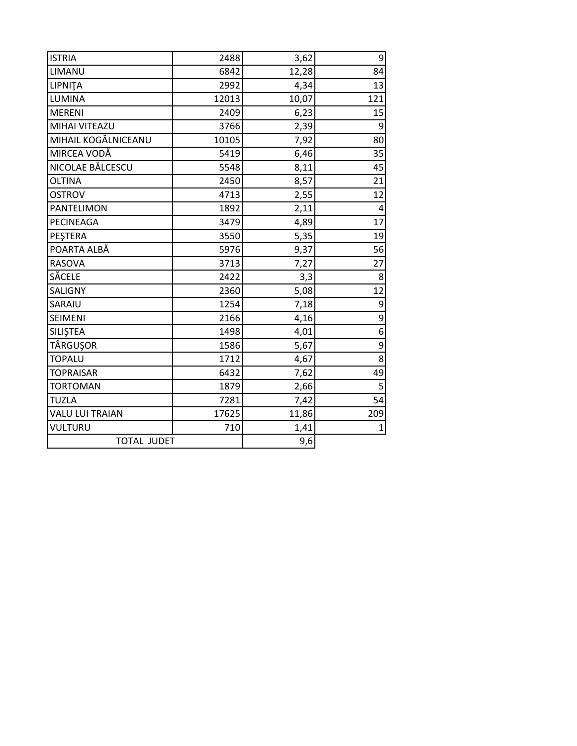| | | | |
|---|---|---|---|
| ISTRIA | 2488 | 3,62 | 9 |
| LIMANU | 6842 | 12,28 | 84 |
| LIPNIŢA | 2992 | 4,34 | 13 |
| LUMINA | 12013 | 10,07 | 121 |
| MERENI | 2409 | 6,23 | 15 |
| MIHAI VITEAZU | 3766 | 2,39 | 9 |
| MIHAIL KOGĂLNICEANU | 10105 | 7,92 | 80 |
| MIRCEA VODĂ | 5419 | 6,46 | 35 |
| NICOLAE BĂLCESCU | 5548 | 8,11 | 45 |
| OLTINA | 2450 | 8,57 | 21 |
| OSTROV | 4713 | 2,55 | 12 |
| PANTELIMON | 1892 | 2,11 | 4 |
| PECINEAGA | 3479 | 4,89 | 17 |
| PEŞTERA | 3550 | 5,35 | 19 |
| POARTA ALBĂ | 5976 | 9,37 | 56 |
| RASOVA | 3713 | 7,27 | 27 |
| SĂCELE | 2422 | 3,3 | 8 |
| SALIGNY | 2360 | 5,08 | 12 |
| SARAIU | 1254 | 7,18 | 9 |
| SEIMENI | 2166 | 4,16 | 9 |
| SILIŞTEA | 1498 | 4,01 | 6 |
| TÂRGUŞOR | 1586 | 5,67 | 9 |
| TOPALU | 1712 | 4,67 | 8 |
| TOPRAISAR | 6432 | 7,62 | 49 |
| TORTOMAN | 1879 | 2,66 | 5 |
| TUZLA | 7281 | 7,42 | 54 |
| VALU LUI TRAIAN | 17625 | 11,86 | 209 |
| VULTURU | 710 | 1,41 | 1 |
| TOTAL JUDET | | 9,6 | |